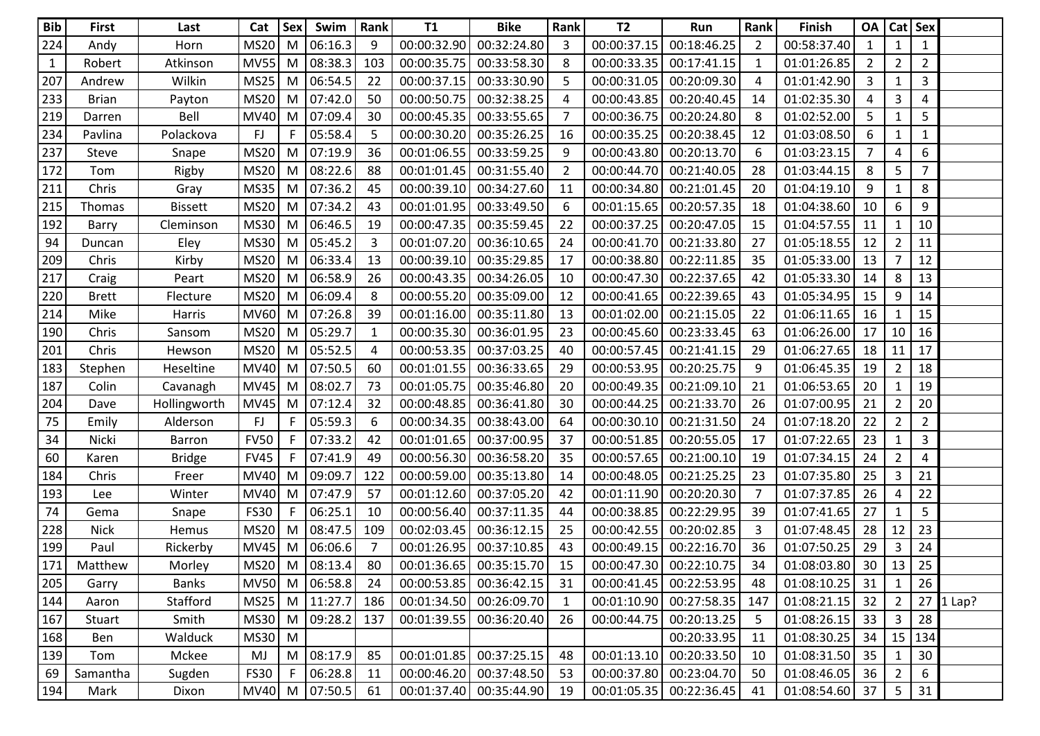| Bib | First | Last | Cat | Sex | Swim | Rank | T1 | Bike | Rank | T2 | Run | Rank | Finish | OA | Cat | Sex | |
|---|---|---|---|---|---|---|---|---|---|---|---|---|---|---|---|---|---|
| 224 | Andy | Horn | MS20 | M | 06:16.3 | 9 | 00:00:32.90 | 00:32:24.80 | 3 | 00:00:37.15 | 00:18:46.25 | 2 | 00:58:37.40 | 1 | 1 | 1 | |
| 1 | Robert | Atkinson | MV55 | M | 08:38.3 | 103 | 00:00:35.75 | 00:33:58.30 | 8 | 00:00:33.35 | 00:17:41.15 | 1 | 01:01:26.85 | 2 | 2 | 2 | |
| 207 | Andrew | Wilkin | MS25 | M | 06:54.5 | 22 | 00:00:37.15 | 00:33:30.90 | 5 | 00:00:31.05 | 00:20:09.30 | 4 | 01:01:42.90 | 3 | 1 | 3 | |
| 233 | Brian | Payton | MS20 | M | 07:42.0 | 50 | 00:00:50.75 | 00:32:38.25 | 4 | 00:00:43.85 | 00:20:40.45 | 14 | 01:02:35.30 | 4 | 3 | 4 | |
| 219 | Darren | Bell | MV40 | M | 07:09.4 | 30 | 00:00:45.35 | 00:33:55.65 | 7 | 00:00:36.75 | 00:20:24.80 | 8 | 01:02:52.00 | 5 | 1 | 5 | |
| 234 | Pavlina | Polackova | FJ | F | 05:58.4 | 5 | 00:00:30.20 | 00:35:26.25 | 16 | 00:00:35.25 | 00:20:38.45 | 12 | 01:03:08.50 | 6 | 1 | 1 | |
| 237 | Steve | Snape | MS20 | M | 07:19.9 | 36 | 00:01:06.55 | 00:33:59.25 | 9 | 00:00:43.80 | 00:20:13.70 | 6 | 01:03:23.15 | 7 | 4 | 6 | |
| 172 | Tom | Rigby | MS20 | M | 08:22.6 | 88 | 00:01:01.45 | 00:31:55.40 | 2 | 00:00:44.70 | 00:21:40.05 | 28 | 01:03:44.15 | 8 | 5 | 7 | |
| 211 | Chris | Gray | MS35 | M | 07:36.2 | 45 | 00:00:39.10 | 00:34:27.60 | 11 | 00:00:34.80 | 00:21:01.45 | 20 | 01:04:19.10 | 9 | 1 | 8 | |
| 215 | Thomas | Bissett | MS20 | M | 07:34.2 | 43 | 00:01:01.95 | 00:33:49.50 | 6 | 00:01:15.65 | 00:20:57.35 | 18 | 01:04:38.60 | 10 | 6 | 9 | |
| 192 | Barry | Cleminson | MS30 | M | 06:46.5 | 19 | 00:00:47.35 | 00:35:59.45 | 22 | 00:00:37.25 | 00:20:47.05 | 15 | 01:04:57.55 | 11 | 1 | 10 | |
| 94 | Duncan | Eley | MS30 | M | 05:45.2 | 3 | 00:01:07.20 | 00:36:10.65 | 24 | 00:00:41.70 | 00:21:33.80 | 27 | 01:05:18.55 | 12 | 2 | 11 | |
| 209 | Chris | Kirby | MS20 | M | 06:33.4 | 13 | 00:00:39.10 | 00:35:29.85 | 17 | 00:00:38.80 | 00:22:11.85 | 35 | 01:05:33.00 | 13 | 7 | 12 | |
| 217 | Craig | Peart | MS20 | M | 06:58.9 | 26 | 00:00:43.35 | 00:34:26.05 | 10 | 00:00:47.30 | 00:22:37.65 | 42 | 01:05:33.30 | 14 | 8 | 13 | |
| 220 | Brett | Flecture | MS20 | M | 06:09.4 | 8 | 00:00:55.20 | 00:35:09.00 | 12 | 00:00:41.65 | 00:22:39.65 | 43 | 01:05:34.95 | 15 | 9 | 14 | |
| 214 | Mike | Harris | MV60 | M | 07:26.8 | 39 | 00:01:16.00 | 00:35:11.80 | 13 | 00:01:02.00 | 00:21:15.05 | 22 | 01:06:11.65 | 16 | 1 | 15 | |
| 190 | Chris | Sansom | MS20 | M | 05:29.7 | 1 | 00:00:35.30 | 00:36:01.95 | 23 | 00:00:45.60 | 00:23:33.45 | 63 | 01:06:26.00 | 17 | 10 | 16 | |
| 201 | Chris | Hewson | MS20 | M | 05:52.5 | 4 | 00:00:53.35 | 00:37:03.25 | 40 | 00:00:57.45 | 00:21:41.15 | 29 | 01:06:27.65 | 18 | 11 | 17 | |
| 183 | Stephen | Heseltine | MV40 | M | 07:50.5 | 60 | 00:01:01.55 | 00:36:33.65 | 29 | 00:00:53.95 | 00:20:25.75 | 9 | 01:06:45.35 | 19 | 2 | 18 | |
| 187 | Colin | Cavanagh | MV45 | M | 08:02.7 | 73 | 00:01:05.75 | 00:35:46.80 | 20 | 00:00:49.35 | 00:21:09.10 | 21 | 01:06:53.65 | 20 | 1 | 19 | |
| 204 | Dave | Hollingworth | MV45 | M | 07:12.4 | 32 | 00:00:48.85 | 00:36:41.80 | 30 | 00:00:44.25 | 00:21:33.70 | 26 | 01:07:00.95 | 21 | 2 | 20 | |
| 75 | Emily | Alderson | FJ | F | 05:59.3 | 6 | 00:00:34.35 | 00:38:43.00 | 64 | 00:00:30.10 | 00:21:31.50 | 24 | 01:07:18.20 | 22 | 2 | 2 | |
| 34 | Nicki | Barron | FV50 | F | 07:33.2 | 42 | 00:01:01.65 | 00:37:00.95 | 37 | 00:00:51.85 | 00:20:55.05 | 17 | 01:07:22.65 | 23 | 1 | 3 | |
| 60 | Karen | Bridge | FV45 | F | 07:41.9 | 49 | 00:00:56.30 | 00:36:58.20 | 35 | 00:00:57.65 | 00:21:00.10 | 19 | 01:07:34.15 | 24 | 2 | 4 | |
| 184 | Chris | Freer | MV40 | M | 09:09.7 | 122 | 00:00:59.00 | 00:35:13.80 | 14 | 00:00:48.05 | 00:21:25.25 | 23 | 01:07:35.80 | 25 | 3 | 21 | |
| 193 | Lee | Winter | MV40 | M | 07:47.9 | 57 | 00:01:12.60 | 00:37:05.20 | 42 | 00:01:11.90 | 00:20:20.30 | 7 | 01:07:37.85 | 26 | 4 | 22 | |
| 74 | Gema | Snape | FS30 | F | 06:25.1 | 10 | 00:00:56.40 | 00:37:11.35 | 44 | 00:00:38.85 | 00:22:29.95 | 39 | 01:07:41.65 | 27 | 1 | 5 | |
| 228 | Nick | Hemus | MS20 | M | 08:47.5 | 109 | 00:02:03.45 | 00:36:12.15 | 25 | 00:00:42.55 | 00:20:02.85 | 3 | 01:07:48.45 | 28 | 12 | 23 | |
| 199 | Paul | Rickerby | MV45 | M | 06:06.6 | 7 | 00:01:26.95 | 00:37:10.85 | 43 | 00:00:49.15 | 00:22:16.70 | 36 | 01:07:50.25 | 29 | 3 | 24 | |
| 171 | Matthew | Morley | MS20 | M | 08:13.4 | 80 | 00:01:36.65 | 00:35:15.70 | 15 | 00:00:47.30 | 00:22:10.75 | 34 | 01:08:03.80 | 30 | 13 | 25 | |
| 205 | Garry | Banks | MV50 | M | 06:58.8 | 24 | 00:00:53.85 | 00:36:42.15 | 31 | 00:00:41.45 | 00:22:53.95 | 48 | 01:08:10.25 | 31 | 1 | 26 | |
| 144 | Aaron | Stafford | MS25 | M | 11:27.7 | 186 | 00:01:34.50 | 00:26:09.70 | 1 | 00:01:10.90 | 00:27:58.35 | 147 | 01:08:21.15 | 32 | 2 | 27 | 1 Lap? |
| 167 | Stuart | Smith | MS30 | M | 09:28.2 | 137 | 00:01:39.55 | 00:36:20.40 | 26 | 00:00:44.75 | 00:20:13.25 | 5 | 01:08:26.15 | 33 | 3 | 28 | |
| 168 | Ben | Walduck | MS30 | M | | | | | | | 00:20:33.95 | 11 | 01:08:30.25 | 34 | 15 | 134 | |
| 139 | Tom | Mckee | MJ | M | 08:17.9 | 85 | 00:01:01.85 | 00:37:25.15 | 48 | 00:01:13.10 | 00:20:33.50 | 10 | 01:08:31.50 | 35 | 1 | 30 | |
| 69 | Samantha | Sugden | FS30 | F | 06:28.8 | 11 | 00:00:46.20 | 00:37:48.50 | 53 | 00:00:37.80 | 00:23:04.70 | 50 | 01:08:46.05 | 36 | 2 | 6 | |
| 194 | Mark | Dixon | MV40 | M | 07:50.5 | 61 | 00:01:37.40 | 00:35:44.90 | 19 | 00:01:05.35 | 00:22:36.45 | 41 | 01:08:54.60 | 37 | 5 | 31 | |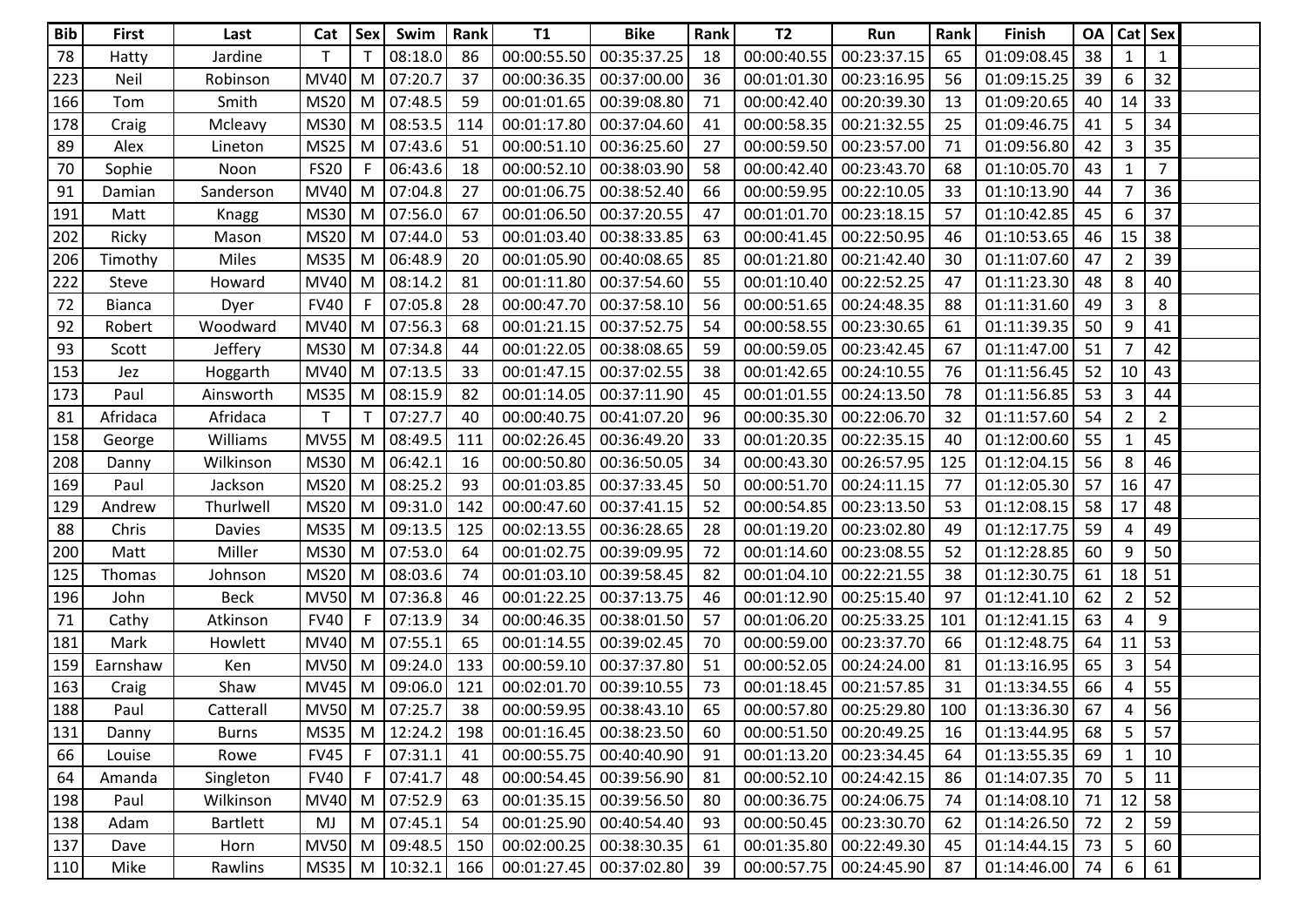| Bib | First | Last | Cat | Sex | Swim | Rank | T1 | Bike | Rank | T2 | Run | Rank | Finish | OA | Cat | Sex |
|---|---|---|---|---|---|---|---|---|---|---|---|---|---|---|---|---|
| 78 | Hatty | Jardine | T | T | 08:18.0 | 86 | 00:00:55.50 | 00:35:37.25 | 18 | 00:00:40.55 | 00:23:37.15 | 65 | 01:09:08.45 | 38 | 1 | 1 |
| 223 | Neil | Robinson | MV40 | M | 07:20.7 | 37 | 00:00:36.35 | 00:37:00.00 | 36 | 00:01:01.30 | 00:23:16.95 | 56 | 01:09:15.25 | 39 | 6 | 32 |
| 166 | Tom | Smith | MS20 | M | 07:48.5 | 59 | 00:01:01.65 | 00:39:08.80 | 71 | 00:00:42.40 | 00:20:39.30 | 13 | 01:09:20.65 | 40 | 14 | 33 |
| 178 | Craig | Mcleavy | MS30 | M | 08:53.5 | 114 | 00:01:17.80 | 00:37:04.60 | 41 | 00:00:58.35 | 00:21:32.55 | 25 | 01:09:46.75 | 41 | 5 | 34 |
| 89 | Alex | Lineton | MS25 | M | 07:43.6 | 51 | 00:00:51.10 | 00:36:25.60 | 27 | 00:00:59.50 | 00:23:57.00 | 71 | 01:09:56.80 | 42 | 3 | 35 |
| 70 | Sophie | Noon | FS20 | F | 06:43.6 | 18 | 00:00:52.10 | 00:38:03.90 | 58 | 00:00:42.40 | 00:23:43.70 | 68 | 01:10:05.70 | 43 | 1 | 7 |
| 91 | Damian | Sanderson | MV40 | M | 07:04.8 | 27 | 00:01:06.75 | 00:38:52.40 | 66 | 00:00:59.95 | 00:22:10.05 | 33 | 01:10:13.90 | 44 | 7 | 36 |
| 191 | Matt | Knagg | MS30 | M | 07:56.0 | 67 | 00:01:06.50 | 00:37:20.55 | 47 | 00:01:01.70 | 00:23:18.15 | 57 | 01:10:42.85 | 45 | 6 | 37 |
| 202 | Ricky | Mason | MS20 | M | 07:44.0 | 53 | 00:01:03.40 | 00:38:33.85 | 63 | 00:00:41.45 | 00:22:50.95 | 46 | 01:10:53.65 | 46 | 15 | 38 |
| 206 | Timothy | Miles | MS35 | M | 06:48.9 | 20 | 00:01:05.90 | 00:40:08.65 | 85 | 00:01:21.80 | 00:21:42.40 | 30 | 01:11:07.60 | 47 | 2 | 39 |
| 222 | Steve | Howard | MV40 | M | 08:14.2 | 81 | 00:01:11.80 | 00:37:54.60 | 55 | 00:01:10.40 | 00:22:52.25 | 47 | 01:11:23.30 | 48 | 8 | 40 |
| 72 | Bianca | Dyer | FV40 | F | 07:05.8 | 28 | 00:00:47.70 | 00:37:58.10 | 56 | 00:00:51.65 | 00:24:48.35 | 88 | 01:11:31.60 | 49 | 3 | 8 |
| 92 | Robert | Woodward | MV40 | M | 07:56.3 | 68 | 00:01:21.15 | 00:37:52.75 | 54 | 00:00:58.55 | 00:23:30.65 | 61 | 01:11:39.35 | 50 | 9 | 41 |
| 93 | Scott | Jeffery | MS30 | M | 07:34.8 | 44 | 00:01:22.05 | 00:38:08.65 | 59 | 00:00:59.05 | 00:23:42.45 | 67 | 01:11:47.00 | 51 | 7 | 42 |
| 153 | Jez | Hoggarth | MV40 | M | 07:13.5 | 33 | 00:01:47.15 | 00:37:02.55 | 38 | 00:01:42.65 | 00:24:10.55 | 76 | 01:11:56.45 | 52 | 10 | 43 |
| 173 | Paul | Ainsworth | MS35 | M | 08:15.9 | 82 | 00:01:14.05 | 00:37:11.90 | 45 | 00:01:01.55 | 00:24:13.50 | 78 | 01:11:56.85 | 53 | 3 | 44 |
| 81 | Afridaca | Afridaca | T | T | 07:27.7 | 40 | 00:00:40.75 | 00:41:07.20 | 96 | 00:00:35.30 | 00:22:06.70 | 32 | 01:11:57.60 | 54 | 2 | 2 |
| 158 | George | Williams | MV55 | M | 08:49.5 | 111 | 00:02:26.45 | 00:36:49.20 | 33 | 00:01:20.35 | 00:22:35.15 | 40 | 01:12:00.60 | 55 | 1 | 45 |
| 208 | Danny | Wilkinson | MS30 | M | 06:42.1 | 16 | 00:00:50.80 | 00:36:50.05 | 34 | 00:00:43.30 | 00:26:57.95 | 125 | 01:12:04.15 | 56 | 8 | 46 |
| 169 | Paul | Jackson | MS20 | M | 08:25.2 | 93 | 00:01:03.85 | 00:37:33.45 | 50 | 00:00:51.70 | 00:24:11.15 | 77 | 01:12:05.30 | 57 | 16 | 47 |
| 129 | Andrew | Thurlwell | MS20 | M | 09:31.0 | 142 | 00:00:47.60 | 00:37:41.15 | 52 | 00:00:54.85 | 00:23:13.50 | 53 | 01:12:08.15 | 58 | 17 | 48 |
| 88 | Chris | Davies | MS35 | M | 09:13.5 | 125 | 00:02:13.55 | 00:36:28.65 | 28 | 00:01:19.20 | 00:23:02.80 | 49 | 01:12:17.75 | 59 | 4 | 49 |
| 200 | Matt | Miller | MS30 | M | 07:53.0 | 64 | 00:01:02.75 | 00:39:09.95 | 72 | 00:01:14.60 | 00:23:08.55 | 52 | 01:12:28.85 | 60 | 9 | 50 |
| 125 | Thomas | Johnson | MS20 | M | 08:03.6 | 74 | 00:01:03.10 | 00:39:58.45 | 82 | 00:01:04.10 | 00:22:21.55 | 38 | 01:12:30.75 | 61 | 18 | 51 |
| 196 | John | Beck | MV50 | M | 07:36.8 | 46 | 00:01:22.25 | 00:37:13.75 | 46 | 00:01:12.90 | 00:25:15.40 | 97 | 01:12:41.10 | 62 | 2 | 52 |
| 71 | Cathy | Atkinson | FV40 | F | 07:13.9 | 34 | 00:00:46.35 | 00:38:01.50 | 57 | 00:01:06.20 | 00:25:33.25 | 101 | 01:12:41.15 | 63 | 4 | 9 |
| 181 | Mark | Howlett | MV40 | M | 07:55.1 | 65 | 00:01:14.55 | 00:39:02.45 | 70 | 00:00:59.00 | 00:23:37.70 | 66 | 01:12:48.75 | 64 | 11 | 53 |
| 159 | Earnshaw | Ken | MV50 | M | 09:24.0 | 133 | 00:00:59.10 | 00:37:37.80 | 51 | 00:00:52.05 | 00:24:24.00 | 81 | 01:13:16.95 | 65 | 3 | 54 |
| 163 | Craig | Shaw | MV45 | M | 09:06.0 | 121 | 00:02:01.70 | 00:39:10.55 | 73 | 00:01:18.45 | 00:21:57.85 | 31 | 01:13:34.55 | 66 | 4 | 55 |
| 188 | Paul | Catterall | MV50 | M | 07:25.7 | 38 | 00:00:59.95 | 00:38:43.10 | 65 | 00:00:57.80 | 00:25:29.80 | 100 | 01:13:36.30 | 67 | 4 | 56 |
| 131 | Danny | Burns | MS35 | M | 12:24.2 | 198 | 00:01:16.45 | 00:38:23.50 | 60 | 00:00:51.50 | 00:20:49.25 | 16 | 01:13:44.95 | 68 | 5 | 57 |
| 66 | Louise | Rowe | FV45 | F | 07:31.1 | 41 | 00:00:55.75 | 00:40:40.90 | 91 | 00:01:13.20 | 00:23:34.45 | 64 | 01:13:55.35 | 69 | 1 | 10 |
| 64 | Amanda | Singleton | FV40 | F | 07:41.7 | 48 | 00:00:54.45 | 00:39:56.90 | 81 | 00:00:52.10 | 00:24:42.15 | 86 | 01:14:07.35 | 70 | 5 | 11 |
| 198 | Paul | Wilkinson | MV40 | M | 07:52.9 | 63 | 00:01:35.15 | 00:39:56.50 | 80 | 00:00:36.75 | 00:24:06.75 | 74 | 01:14:08.10 | 71 | 12 | 58 |
| 138 | Adam | Bartlett | MJ | M | 07:45.1 | 54 | 00:01:25.90 | 00:40:54.40 | 93 | 00:00:50.45 | 00:23:30.70 | 62 | 01:14:26.50 | 72 | 2 | 59 |
| 137 | Dave | Horn | MV50 | M | 09:48.5 | 150 | 00:02:00.25 | 00:38:30.35 | 61 | 00:01:35.80 | 00:22:49.30 | 45 | 01:14:44.15 | 73 | 5 | 60 |
| 110 | Mike | Rawlins | MS35 | M | 10:32.1 | 166 | 00:01:27.45 | 00:37:02.80 | 39 | 00:00:57.75 | 00:24:45.90 | 87 | 01:14:46.00 | 74 | 6 | 61 |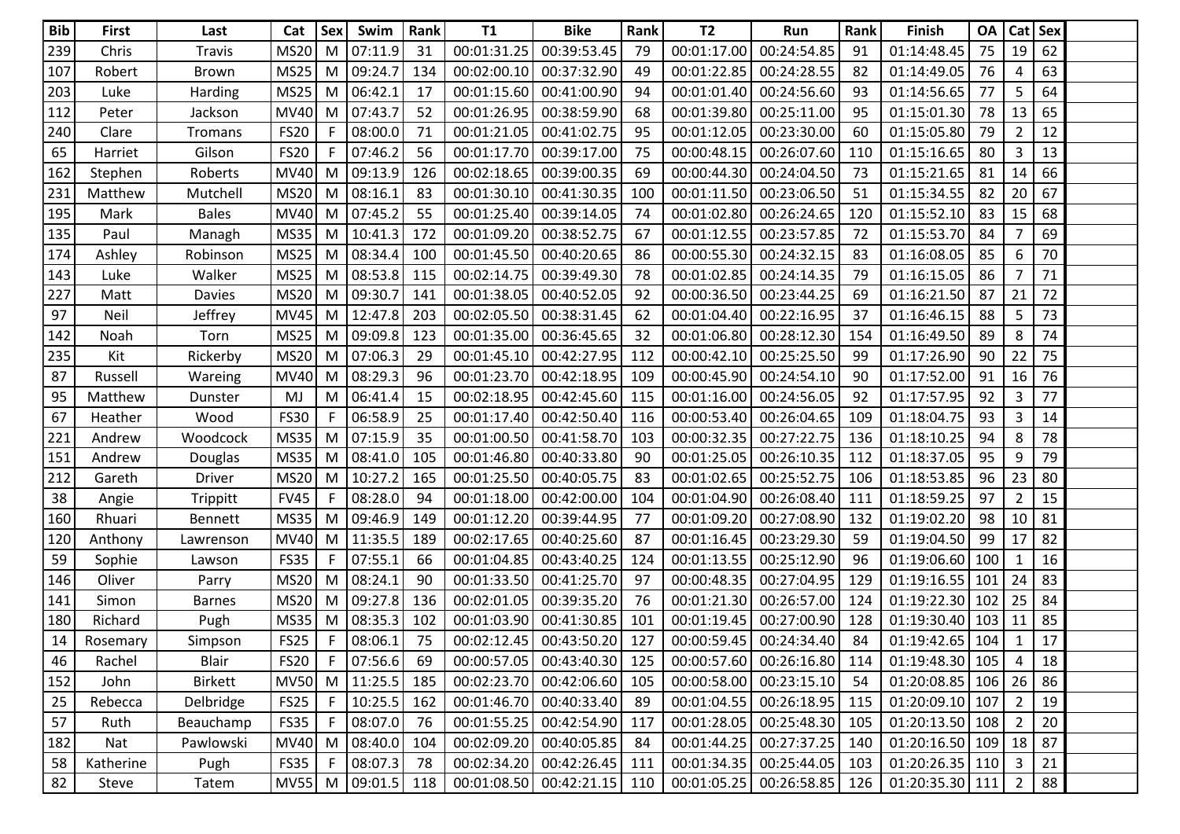| Bib | First | Last | Cat | Sex | Swim | Rank | T1 | Bike | Rank | T2 | Run | Rank | Finish | OA | Cat | Sex |
|---|---|---|---|---|---|---|---|---|---|---|---|---|---|---|---|---|
| 239 | Chris | Travis | MS20 | M | 07:11.9 | 31 | 00:01:31.25 | 00:39:53.45 | 79 | 00:01:17.00 | 00:24:54.85 | 91 | 01:14:48.45 | 75 | 19 | 62 |
| 107 | Robert | Brown | MS25 | M | 09:24.7 | 134 | 00:02:00.10 | 00:37:32.90 | 49 | 00:01:22.85 | 00:24:28.55 | 82 | 01:14:49.05 | 76 | 4 | 63 |
| 203 | Luke | Harding | MS25 | M | 06:42.1 | 17 | 00:01:15.60 | 00:41:00.90 | 94 | 00:01:01.40 | 00:24:56.60 | 93 | 01:14:56.65 | 77 | 5 | 64 |
| 112 | Peter | Jackson | MV40 | M | 07:43.7 | 52 | 00:01:26.95 | 00:38:59.90 | 68 | 00:01:39.80 | 00:25:11.00 | 95 | 01:15:01.30 | 78 | 13 | 65 |
| 240 | Clare | Tromans | FS20 | F | 08:00.0 | 71 | 00:01:21.05 | 00:41:02.75 | 95 | 00:01:12.05 | 00:23:30.00 | 60 | 01:15:05.80 | 79 | 2 | 12 |
| 65 | Harriet | Gilson | FS20 | F | 07:46.2 | 56 | 00:01:17.70 | 00:39:17.00 | 75 | 00:00:48.15 | 00:26:07.60 | 110 | 01:15:16.65 | 80 | 3 | 13 |
| 162 | Stephen | Roberts | MV40 | M | 09:13.9 | 126 | 00:02:18.65 | 00:39:00.35 | 69 | 00:00:44.30 | 00:24:04.50 | 73 | 01:15:21.65 | 81 | 14 | 66 |
| 231 | Matthew | Mutchell | MS20 | M | 08:16.1 | 83 | 00:01:30.10 | 00:41:30.35 | 100 | 00:01:11.50 | 00:23:06.50 | 51 | 01:15:34.55 | 82 | 20 | 67 |
| 195 | Mark | Bales | MV40 | M | 07:45.2 | 55 | 00:01:25.40 | 00:39:14.05 | 74 | 00:01:02.80 | 00:26:24.65 | 120 | 01:15:52.10 | 83 | 15 | 68 |
| 135 | Paul | Managh | MS35 | M | 10:41.3 | 172 | 00:01:09.20 | 00:38:52.75 | 67 | 00:01:12.55 | 00:23:57.85 | 72 | 01:15:53.70 | 84 | 7 | 69 |
| 174 | Ashley | Robinson | MS25 | M | 08:34.4 | 100 | 00:01:45.50 | 00:40:20.65 | 86 | 00:00:55.30 | 00:24:32.15 | 83 | 01:16:08.05 | 85 | 6 | 70 |
| 143 | Luke | Walker | MS25 | M | 08:53.8 | 115 | 00:02:14.75 | 00:39:49.30 | 78 | 00:01:02.85 | 00:24:14.35 | 79 | 01:16:15.05 | 86 | 7 | 71 |
| 227 | Matt | Davies | MS20 | M | 09:30.7 | 141 | 00:01:38.05 | 00:40:52.05 | 92 | 00:00:36.50 | 00:23:44.25 | 69 | 01:16:21.50 | 87 | 21 | 72 |
| 97 | Neil | Jeffrey | MV45 | M | 12:47.8 | 203 | 00:02:05.50 | 00:38:31.45 | 62 | 00:01:04.40 | 00:22:16.95 | 37 | 01:16:46.15 | 88 | 5 | 73 |
| 142 | Noah | Torn | MS25 | M | 09:09.8 | 123 | 00:01:35.00 | 00:36:45.65 | 32 | 00:01:06.80 | 00:28:12.30 | 154 | 01:16:49.50 | 89 | 8 | 74 |
| 235 | Kit | Rickerby | MS20 | M | 07:06.3 | 29 | 00:01:45.10 | 00:42:27.95 | 112 | 00:00:42.10 | 00:25:25.50 | 99 | 01:17:26.90 | 90 | 22 | 75 |
| 87 | Russell | Wareing | MV40 | M | 08:29.3 | 96 | 00:01:23.70 | 00:42:18.95 | 109 | 00:00:45.90 | 00:24:54.10 | 90 | 01:17:52.00 | 91 | 16 | 76 |
| 95 | Matthew | Dunster | MJ | M | 06:41.4 | 15 | 00:02:18.95 | 00:42:45.60 | 115 | 00:01:16.00 | 00:24:56.05 | 92 | 01:17:57.95 | 92 | 3 | 77 |
| 67 | Heather | Wood | FS30 | F | 06:58.9 | 25 | 00:01:17.40 | 00:42:50.40 | 116 | 00:00:53.40 | 00:26:04.65 | 109 | 01:18:04.75 | 93 | 3 | 14 |
| 221 | Andrew | Woodcock | MS35 | M | 07:15.9 | 35 | 00:01:00.50 | 00:41:58.70 | 103 | 00:00:32.35 | 00:27:22.75 | 136 | 01:18:10.25 | 94 | 8 | 78 |
| 151 | Andrew | Douglas | MS35 | M | 08:41.0 | 105 | 00:01:46.80 | 00:40:33.80 | 90 | 00:01:25.05 | 00:26:10.35 | 112 | 01:18:37.05 | 95 | 9 | 79 |
| 212 | Gareth | Driver | MS20 | M | 10:27.2 | 165 | 00:01:25.50 | 00:40:05.75 | 83 | 00:01:02.65 | 00:25:52.75 | 106 | 01:18:53.85 | 96 | 23 | 80 |
| 38 | Angie | Trippitt | FV45 | F | 08:28.0 | 94 | 00:01:18.00 | 00:42:00.00 | 104 | 00:01:04.90 | 00:26:08.40 | 111 | 01:18:59.25 | 97 | 2 | 15 |
| 160 | Rhuari | Bennett | MS35 | M | 09:46.9 | 149 | 00:01:12.20 | 00:39:44.95 | 77 | 00:01:09.20 | 00:27:08.90 | 132 | 01:19:02.20 | 98 | 10 | 81 |
| 120 | Anthony | Lawrenson | MV40 | M | 11:35.5 | 189 | 00:02:17.65 | 00:40:25.60 | 87 | 00:01:16.45 | 00:23:29.30 | 59 | 01:19:04.50 | 99 | 17 | 82 |
| 59 | Sophie | Lawson | FS35 | F | 07:55.1 | 66 | 00:01:04.85 | 00:43:40.25 | 124 | 00:01:13.55 | 00:25:12.90 | 96 | 01:19:06.60 | 100 | 1 | 16 |
| 146 | Oliver | Parry | MS20 | M | 08:24.1 | 90 | 00:01:33.50 | 00:41:25.70 | 97 | 00:00:48.35 | 00:27:04.95 | 129 | 01:19:16.55 | 101 | 24 | 83 |
| 141 | Simon | Barnes | MS20 | M | 09:27.8 | 136 | 00:02:01.05 | 00:39:35.20 | 76 | 00:01:21.30 | 00:26:57.00 | 124 | 01:19:22.30 | 102 | 25 | 84 |
| 180 | Richard | Pugh | MS35 | M | 08:35.3 | 102 | 00:01:03.90 | 00:41:30.85 | 101 | 00:01:19.45 | 00:27:00.90 | 128 | 01:19:30.40 | 103 | 11 | 85 |
| 14 | Rosemary | Simpson | FS25 | F | 08:06.1 | 75 | 00:02:12.45 | 00:43:50.20 | 127 | 00:00:59.45 | 00:24:34.40 | 84 | 01:19:42.65 | 104 | 1 | 17 |
| 46 | Rachel | Blair | FS20 | F | 07:56.6 | 69 | 00:00:57.05 | 00:43:40.30 | 125 | 00:00:57.60 | 00:26:16.80 | 114 | 01:19:48.30 | 105 | 4 | 18 |
| 152 | John | Birkett | MV50 | M | 11:25.5 | 185 | 00:02:23.70 | 00:42:06.60 | 105 | 00:00:58.00 | 00:23:15.10 | 54 | 01:20:08.85 | 106 | 26 | 86 |
| 25 | Rebecca | Delbridge | FS25 | F | 10:25.5 | 162 | 00:01:46.70 | 00:40:33.40 | 89 | 00:01:04.55 | 00:26:18.95 | 115 | 01:20:09.10 | 107 | 2 | 19 |
| 57 | Ruth | Beauchamp | FS35 | F | 08:07.0 | 76 | 00:01:55.25 | 00:42:54.90 | 117 | 00:01:28.05 | 00:25:48.30 | 105 | 01:20:13.50 | 108 | 2 | 20 |
| 182 | Nat | Pawlowski | MV40 | M | 08:40.0 | 104 | 00:02:09.20 | 00:40:05.85 | 84 | 00:01:44.25 | 00:27:37.25 | 140 | 01:20:16.50 | 109 | 18 | 87 |
| 58 | Katherine | Pugh | FS35 | F | 08:07.3 | 78 | 00:02:34.20 | 00:42:26.45 | 111 | 00:01:34.35 | 00:25:44.05 | 103 | 01:20:26.35 | 110 | 3 | 21 |
| 82 | Steve | Tatem | MV55 | M | 09:01.5 | 118 | 00:01:08.50 | 00:42:21.15 | 110 | 00:01:05.25 | 00:26:58.85 | 126 | 01:20:35.30 | 111 | 2 | 88 |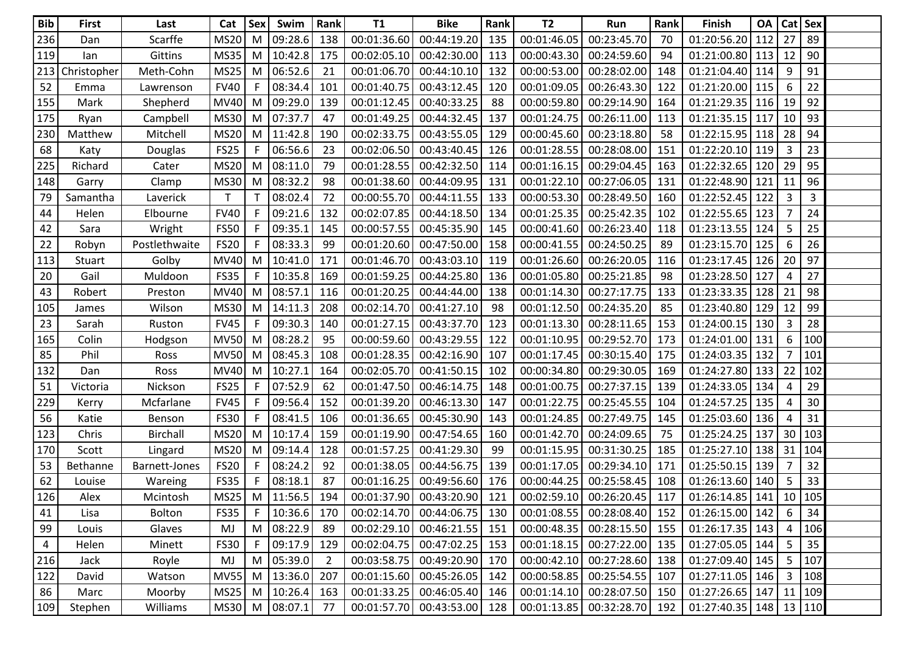| Bib | First | Last | Cat | Sex | Swim | Rank | T1 | Bike | Rank | T2 | Run | Rank | Finish | OA | Cat | Sex |
|---|---|---|---|---|---|---|---|---|---|---|---|---|---|---|---|---|
| 236 | Dan | Scarffe | MS20 | M | 09:28.6 | 138 | 00:01:36.60 | 00:44:19.20 | 135 | 00:01:46.05 | 00:23:45.70 | 70 | 01:20:56.20 | 112 | 27 | 89 |
| 119 | Ian | Gittins | MS35 | M | 10:42.8 | 175 | 00:02:05.10 | 00:42:30.00 | 113 | 00:00:43.30 | 00:24:59.60 | 94 | 01:21:00.80 | 113 | 12 | 90 |
| 213 | Christopher | Meth-Cohn | MS25 | M | 06:52.6 | 21 | 00:01:06.70 | 00:44:10.10 | 132 | 00:00:53.00 | 00:28:02.00 | 148 | 01:21:04.40 | 114 | 9 | 91 |
| 52 | Emma | Lawrenson | FV40 | F | 08:34.4 | 101 | 00:01:40.75 | 00:43:12.45 | 120 | 00:01:09.05 | 00:26:43.30 | 122 | 01:21:20.00 | 115 | 6 | 22 |
| 155 | Mark | Shepherd | MV40 | M | 09:29.0 | 139 | 00:01:12.45 | 00:40:33.25 | 88 | 00:00:59.80 | 00:29:14.90 | 164 | 01:21:29.35 | 116 | 19 | 92 |
| 175 | Ryan | Campbell | MS30 | M | 07:37.7 | 47 | 00:01:49.25 | 00:44:32.45 | 137 | 00:01:24.75 | 00:26:11.00 | 113 | 01:21:35.15 | 117 | 10 | 93 |
| 230 | Matthew | Mitchell | MS20 | M | 11:42.8 | 190 | 00:02:33.75 | 00:43:55.05 | 129 | 00:00:45.60 | 00:23:18.80 | 58 | 01:22:15.95 | 118 | 28 | 94 |
| 68 | Katy | Douglas | FS25 | F | 06:56.6 | 23 | 00:02:06.50 | 00:43:40.45 | 126 | 00:01:28.55 | 00:28:08.00 | 151 | 01:22:20.10 | 119 | 3 | 23 |
| 225 | Richard | Cater | MS20 | M | 08:11.0 | 79 | 00:01:28.55 | 00:42:32.50 | 114 | 00:01:16.15 | 00:29:04.45 | 163 | 01:22:32.65 | 120 | 29 | 95 |
| 148 | Garry | Clamp | MS30 | M | 08:32.2 | 98 | 00:01:38.60 | 00:44:09.95 | 131 | 00:01:22.10 | 00:27:06.05 | 131 | 01:22:48.90 | 121 | 11 | 96 |
| 79 | Samantha | Laverick | T | T | 08:02.4 | 72 | 00:00:55.70 | 00:44:11.55 | 133 | 00:00:53.30 | 00:28:49.50 | 160 | 01:22:52.45 | 122 | 3 | 3 |
| 44 | Helen | Elbourne | FV40 | F | 09:21.6 | 132 | 00:02:07.85 | 00:44:18.50 | 134 | 00:01:25.35 | 00:25:42.35 | 102 | 01:22:55.65 | 123 | 7 | 24 |
| 42 | Sara | Wright | FS50 | F | 09:35.1 | 145 | 00:00:57.55 | 00:45:35.90 | 145 | 00:00:41.60 | 00:26:23.40 | 118 | 01:23:13.55 | 124 | 5 | 25 |
| 22 | Robyn | Postlethwaite | FS20 | F | 08:33.3 | 99 | 00:01:20.60 | 00:47:50.00 | 158 | 00:00:41.55 | 00:24:50.25 | 89 | 01:23:15.70 | 125 | 6 | 26 |
| 113 | Stuart | Golby | MV40 | M | 10:41.0 | 171 | 00:01:46.70 | 00:43:03.10 | 119 | 00:01:26.60 | 00:26:20.05 | 116 | 01:23:17.45 | 126 | 20 | 97 |
| 20 | Gail | Muldoon | FS35 | F | 10:35.8 | 169 | 00:01:59.25 | 00:44:25.80 | 136 | 00:01:05.80 | 00:25:21.85 | 98 | 01:23:28.50 | 127 | 4 | 27 |
| 43 | Robert | Preston | MV40 | M | 08:57.1 | 116 | 00:01:20.25 | 00:44:44.00 | 138 | 00:01:14.30 | 00:27:17.75 | 133 | 01:23:33.35 | 128 | 21 | 98 |
| 105 | James | Wilson | MS30 | M | 14:11.3 | 208 | 00:02:14.70 | 00:41:27.10 | 98 | 00:01:12.50 | 00:24:35.20 | 85 | 01:23:40.80 | 129 | 12 | 99 |
| 23 | Sarah | Ruston | FV45 | F | 09:30.3 | 140 | 00:01:27.15 | 00:43:37.70 | 123 | 00:01:13.30 | 00:28:11.65 | 153 | 01:24:00.15 | 130 | 3 | 28 |
| 165 | Colin | Hodgson | MV50 | M | 08:28.2 | 95 | 00:00:59.60 | 00:43:29.55 | 122 | 00:01:10.95 | 00:29:52.70 | 173 | 01:24:01.00 | 131 | 6 | 100 |
| 85 | Phil | Ross | MV50 | M | 08:45.3 | 108 | 00:01:28.35 | 00:42:16.90 | 107 | 00:01:17.45 | 00:30:15.40 | 175 | 01:24:03.35 | 132 | 7 | 101 |
| 132 | Dan | Ross | MV40 | M | 10:27.1 | 164 | 00:02:05.70 | 00:41:50.15 | 102 | 00:00:34.80 | 00:29:30.05 | 169 | 01:24:27.80 | 133 | 22 | 102 |
| 51 | Victoria | Nickson | FS25 | F | 07:52.9 | 62 | 00:01:47.50 | 00:46:14.75 | 148 | 00:01:00.75 | 00:27:37.15 | 139 | 01:24:33.05 | 134 | 4 | 29 |
| 229 | Kerry | Mcfarlane | FV45 | F | 09:56.4 | 152 | 00:01:39.20 | 00:46:13.30 | 147 | 00:01:22.75 | 00:25:45.55 | 104 | 01:24:57.25 | 135 | 4 | 30 |
| 56 | Katie | Benson | FS30 | F | 08:41.5 | 106 | 00:01:36.65 | 00:45:30.90 | 143 | 00:01:24.85 | 00:27:49.75 | 145 | 01:25:03.60 | 136 | 4 | 31 |
| 123 | Chris | Birchall | MS20 | M | 10:17.4 | 159 | 00:01:19.90 | 00:47:54.65 | 160 | 00:01:42.70 | 00:24:09.65 | 75 | 01:25:24.25 | 137 | 30 | 103 |
| 170 | Scott | Lingard | MS20 | M | 09:14.4 | 128 | 00:01:57.25 | 00:41:29.30 | 99 | 00:01:15.95 | 00:31:30.25 | 185 | 01:25:27.10 | 138 | 31 | 104 |
| 53 | Bethanne | Barnett-Jones | FS20 | F | 08:24.2 | 92 | 00:01:38.05 | 00:44:56.75 | 139 | 00:01:17.05 | 00:29:34.10 | 171 | 01:25:50.15 | 139 | 7 | 32 |
| 62 | Louise | Wareing | FS35 | F | 08:18.1 | 87 | 00:01:16.25 | 00:49:56.60 | 176 | 00:00:44.25 | 00:25:58.45 | 108 | 01:26:13.60 | 140 | 5 | 33 |
| 126 | Alex | Mcintosh | MS25 | M | 11:56.5 | 194 | 00:01:37.90 | 00:43:20.90 | 121 | 00:02:59.10 | 00:26:20.45 | 117 | 01:26:14.85 | 141 | 10 | 105 |
| 41 | Lisa | Bolton | FS35 | F | 10:36.6 | 170 | 00:02:14.70 | 00:44:06.75 | 130 | 00:01:08.55 | 00:28:08.40 | 152 | 01:26:15.00 | 142 | 6 | 34 |
| 99 | Louis | Glaves | MJ | M | 08:22.9 | 89 | 00:02:29.10 | 00:46:21.55 | 151 | 00:00:48.35 | 00:28:15.50 | 155 | 01:26:17.35 | 143 | 4 | 106 |
| 4 | Helen | Minett | FS30 | F | 09:17.9 | 129 | 00:02:04.75 | 00:47:02.25 | 153 | 00:01:18.15 | 00:27:22.00 | 135 | 01:27:05.05 | 144 | 5 | 35 |
| 216 | Jack | Royle | MJ | M | 05:39.0 | 2 | 00:03:58.75 | 00:49:20.90 | 170 | 00:00:42.10 | 00:27:28.60 | 138 | 01:27:09.40 | 145 | 5 | 107 |
| 122 | David | Watson | MV55 | M | 13:36.0 | 207 | 00:01:15.60 | 00:45:26.05 | 142 | 00:00:58.85 | 00:25:54.55 | 107 | 01:27:11.05 | 146 | 3 | 108 |
| 86 | Marc | Moorby | MS25 | M | 10:26.4 | 163 | 00:01:33.25 | 00:46:05.40 | 146 | 00:01:14.10 | 00:28:07.50 | 150 | 01:27:26.65 | 147 | 11 | 109 |
| 109 | Stephen | Williams | MS30 | M | 08:07.1 | 77 | 00:01:57.70 | 00:43:53.00 | 128 | 00:01:13.85 | 00:32:28.70 | 192 | 01:27:40.35 | 148 | 13 | 110 |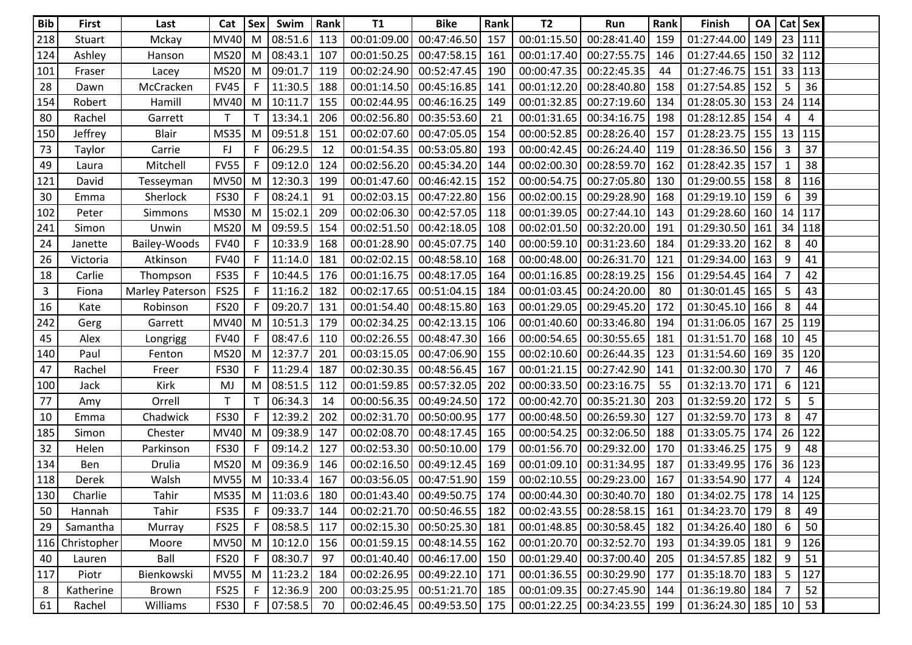| Bib | First | Last | Cat | Sex | Swim | Rank | T1 | Bike | Rank | T2 | Run | Rank | Finish | OA | Cat | Sex |
|---|---|---|---|---|---|---|---|---|---|---|---|---|---|---|---|---|
| 218 | Stuart | Mckay | MV40 | M | 08:51.6 | 113 | 00:01:09.00 | 00:47:46.50 | 157 | 00:01:15.50 | 00:28:41.40 | 159 | 01:27:44.00 | 149 | 23 | 111 |
| 124 | Ashley | Hanson | MS20 | M | 08:43.1 | 107 | 00:01:50.25 | 00:47:58.15 | 161 | 00:01:17.40 | 00:27:55.75 | 146 | 01:27:44.65 | 150 | 32 | 112 |
| 101 | Fraser | Lacey | MS20 | M | 09:01.7 | 119 | 00:02:24.90 | 00:52:47.45 | 190 | 00:00:47.35 | 00:22:45.35 | 44 | 01:27:46.75 | 151 | 33 | 113 |
| 28 | Dawn | McCracken | FV45 | F | 11:30.5 | 188 | 00:01:14.50 | 00:45:16.85 | 141 | 00:01:12.20 | 00:28:40.80 | 158 | 01:27:54.85 | 152 | 5 | 36 |
| 154 | Robert | Hamill | MV40 | M | 10:11.7 | 155 | 00:02:44.95 | 00:46:16.25 | 149 | 00:01:32.85 | 00:27:19.60 | 134 | 01:28:05.30 | 153 | 24 | 114 |
| 80 | Rachel | Garrett | T | T | 13:34.1 | 206 | 00:02:56.80 | 00:35:53.60 | 21 | 00:01:31.65 | 00:34:16.75 | 198 | 01:28:12.85 | 154 | 4 | 4 |
| 150 | Jeffrey | Blair | MS35 | M | 09:51.8 | 151 | 00:02:07.60 | 00:47:05.05 | 154 | 00:00:52.85 | 00:28:26.40 | 157 | 01:28:23.75 | 155 | 13 | 115 |
| 73 | Taylor | Carrie | FJ | F | 06:29.5 | 12 | 00:01:54.35 | 00:53:05.80 | 193 | 00:00:42.45 | 00:26:24.40 | 119 | 01:28:36.50 | 156 | 3 | 37 |
| 49 | Laura | Mitchell | FV55 | F | 09:12.0 | 124 | 00:02:56.20 | 00:45:34.20 | 144 | 00:02:00.30 | 00:28:59.70 | 162 | 01:28:42.35 | 157 | 1 | 38 |
| 121 | David | Tesseyman | MV50 | M | 12:30.3 | 199 | 00:01:47.60 | 00:46:42.15 | 152 | 00:00:54.75 | 00:27:05.80 | 130 | 01:29:00.55 | 158 | 8 | 116 |
| 30 | Emma | Sherlock | FS30 | F | 08:24.1 | 91 | 00:02:03.15 | 00:47:22.80 | 156 | 00:02:00.15 | 00:29:28.90 | 168 | 01:29:19.10 | 159 | 6 | 39 |
| 102 | Peter | Simmons | MS30 | M | 15:02.1 | 209 | 00:02:06.30 | 00:42:57.05 | 118 | 00:01:39.05 | 00:27:44.10 | 143 | 01:29:28.60 | 160 | 14 | 117 |
| 241 | Simon | Unwin | MS20 | M | 09:59.5 | 154 | 00:02:51.50 | 00:42:18.05 | 108 | 00:02:01.50 | 00:32:20.00 | 191 | 01:29:30.50 | 161 | 34 | 118 |
| 24 | Janette | Bailey-Woods | FV40 | F | 10:33.9 | 168 | 00:01:28.90 | 00:45:07.75 | 140 | 00:00:59.10 | 00:31:23.60 | 184 | 01:29:33.20 | 162 | 8 | 40 |
| 26 | Victoria | Atkinson | FV40 | F | 11:14.0 | 181 | 00:02:02.15 | 00:48:58.10 | 168 | 00:00:48.00 | 00:26:31.70 | 121 | 01:29:34.00 | 163 | 9 | 41 |
| 18 | Carlie | Thompson | FS35 | F | 10:44.5 | 176 | 00:01:16.75 | 00:48:17.05 | 164 | 00:01:16.85 | 00:28:19.25 | 156 | 01:29:54.45 | 164 | 7 | 42 |
| 3 | Fiona | Marley Paterson | FS25 | F | 11:16.2 | 182 | 00:02:17.65 | 00:51:04.15 | 184 | 00:01:03.45 | 00:24:20.00 | 80 | 01:30:01.45 | 165 | 5 | 43 |
| 16 | Kate | Robinson | FS20 | F | 09:20.7 | 131 | 00:01:54.40 | 00:48:15.80 | 163 | 00:01:29.05 | 00:29:45.20 | 172 | 01:30:45.10 | 166 | 8 | 44 |
| 242 | Gerg | Garrett | MV40 | M | 10:51.3 | 179 | 00:02:34.25 | 00:42:13.15 | 106 | 00:01:40.60 | 00:33:46.80 | 194 | 01:31:06.05 | 167 | 25 | 119 |
| 45 | Alex | Longrigg | FV40 | F | 08:47.6 | 110 | 00:02:26.55 | 00:48:47.30 | 166 | 00:00:54.65 | 00:30:55.65 | 181 | 01:31:51.70 | 168 | 10 | 45 |
| 140 | Paul | Fenton | MS20 | M | 12:37.7 | 201 | 00:03:15.05 | 00:47:06.90 | 155 | 00:02:10.60 | 00:26:44.35 | 123 | 01:31:54.60 | 169 | 35 | 120 |
| 47 | Rachel | Freer | FS30 | F | 11:29.4 | 187 | 00:02:30.35 | 00:48:56.45 | 167 | 00:01:21.15 | 00:27:42.90 | 141 | 01:32:00.30 | 170 | 7 | 46 |
| 100 | Jack | Kirk | MJ | M | 08:51.5 | 112 | 00:01:59.85 | 00:57:32.05 | 202 | 00:00:33.50 | 00:23:16.75 | 55 | 01:32:13.70 | 171 | 6 | 121 |
| 77 | Amy | Orrell | T | T | 06:34.3 | 14 | 00:00:56.35 | 00:49:24.50 | 172 | 00:00:42.70 | 00:35:21.30 | 203 | 01:32:59.20 | 172 | 5 | 5 |
| 10 | Emma | Chadwick | FS30 | F | 12:39.2 | 202 | 00:02:31.70 | 00:50:00.95 | 177 | 00:00:48.50 | 00:26:59.30 | 127 | 01:32:59.70 | 173 | 8 | 47 |
| 185 | Simon | Chester | MV40 | M | 09:38.9 | 147 | 00:02:08.70 | 00:48:17.45 | 165 | 00:00:54.25 | 00:32:06.50 | 188 | 01:33:05.75 | 174 | 26 | 122 |
| 32 | Helen | Parkinson | FS30 | F | 09:14.2 | 127 | 00:02:53.30 | 00:50:10.00 | 179 | 00:01:56.70 | 00:29:32.00 | 170 | 01:33:46.25 | 175 | 9 | 48 |
| 134 | Ben | Drulia | MS20 | M | 09:36.9 | 146 | 00:02:16.50 | 00:49:12.45 | 169 | 00:01:09.10 | 00:31:34.95 | 187 | 01:33:49.95 | 176 | 36 | 123 |
| 118 | Derek | Walsh | MV55 | M | 10:33.4 | 167 | 00:03:56.05 | 00:47:51.90 | 159 | 00:02:10.55 | 00:29:23.00 | 167 | 01:33:54.90 | 177 | 4 | 124 |
| 130 | Charlie | Tahir | MS35 | M | 11:03.6 | 180 | 00:01:43.40 | 00:49:50.75 | 174 | 00:00:44.30 | 00:30:40.70 | 180 | 01:34:02.75 | 178 | 14 | 125 |
| 50 | Hannah | Tahir | FS35 | F | 09:33.7 | 144 | 00:02:21.70 | 00:50:46.55 | 182 | 00:02:43.55 | 00:28:58.15 | 161 | 01:34:23.70 | 179 | 8 | 49 |
| 29 | Samantha | Murray | FS25 | F | 08:58.5 | 117 | 00:02:15.30 | 00:50:25.30 | 181 | 00:01:48.85 | 00:30:58.45 | 182 | 01:34:26.40 | 180 | 6 | 50 |
| 116 | Christopher | Moore | MV50 | M | 10:12.0 | 156 | 00:01:59.15 | 00:48:14.55 | 162 | 00:01:20.70 | 00:32:52.70 | 193 | 01:34:39.05 | 181 | 9 | 126 |
| 40 | Lauren | Ball | FS20 | F | 08:30.7 | 97 | 00:01:40.40 | 00:46:17.00 | 150 | 00:01:29.40 | 00:37:00.40 | 205 | 01:34:57.85 | 182 | 9 | 51 |
| 117 | Piotr | Bienkowski | MV55 | M | 11:23.2 | 184 | 00:02:26.95 | 00:49:22.10 | 171 | 00:01:36.55 | 00:30:29.90 | 177 | 01:35:18.70 | 183 | 5 | 127 |
| 8 | Katherine | Brown | FS25 | F | 12:36.9 | 200 | 00:03:25.95 | 00:51:21.70 | 185 | 00:01:09.35 | 00:27:45.90 | 144 | 01:36:19.80 | 184 | 7 | 52 |
| 61 | Rachel | Williams | FS30 | F | 07:58.5 | 70 | 00:02:46.45 | 00:49:53.50 | 175 | 00:01:22.25 | 00:34:23.55 | 199 | 01:36:24.30 | 185 | 10 | 53 |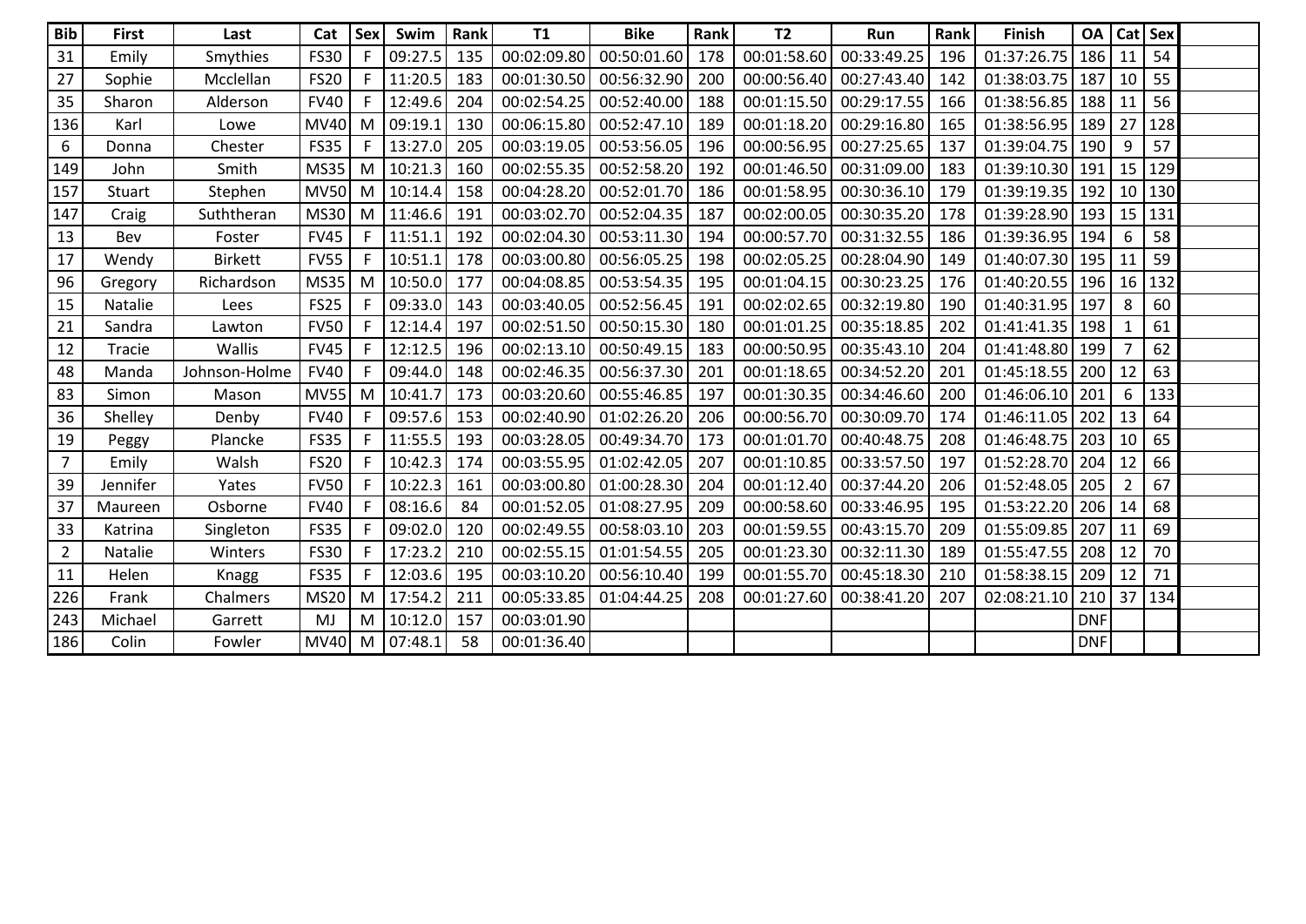| Bib | First | Last | Cat | Sex | Swim | Rank | T1 | Bike | Rank | T2 | Run | Rank | Finish | OA | Cat | Sex |
|---|---|---|---|---|---|---|---|---|---|---|---|---|---|---|---|---|
| 31 | Emily | Smythies | FS30 | F | 09:27.5 | 135 | 00:02:09.80 | 00:50:01.60 | 178 | 00:01:58.60 | 00:33:49.25 | 196 | 01:37:26.75 | 186 | 11 | 54 |
| 27 | Sophie | Mcclellan | FS20 | F | 11:20.5 | 183 | 00:01:30.50 | 00:56:32.90 | 200 | 00:00:56.40 | 00:27:43.40 | 142 | 01:38:03.75 | 187 | 10 | 55 |
| 35 | Sharon | Alderson | FV40 | F | 12:49.6 | 204 | 00:02:54.25 | 00:52:40.00 | 188 | 00:01:15.50 | 00:29:17.55 | 166 | 01:38:56.85 | 188 | 11 | 56 |
| 136 | Karl | Lowe | MV40 | M | 09:19.1 | 130 | 00:06:15.80 | 00:52:47.10 | 189 | 00:01:18.20 | 00:29:16.80 | 165 | 01:38:56.95 | 189 | 27 | 128 |
| 6 | Donna | Chester | FS35 | F | 13:27.0 | 205 | 00:03:19.05 | 00:53:56.05 | 196 | 00:00:56.95 | 00:27:25.65 | 137 | 01:39:04.75 | 190 | 9 | 57 |
| 149 | John | Smith | MS35 | M | 10:21.3 | 160 | 00:02:55.35 | 00:52:58.20 | 192 | 00:01:46.50 | 00:31:09.00 | 183 | 01:39:10.30 | 191 | 15 | 129 |
| 157 | Stuart | Stephen | MV50 | M | 10:14.4 | 158 | 00:04:28.20 | 00:52:01.70 | 186 | 00:01:58.95 | 00:30:36.10 | 179 | 01:39:19.35 | 192 | 10 | 130 |
| 147 | Craig | Suththeran | MS30 | M | 11:46.6 | 191 | 00:03:02.70 | 00:52:04.35 | 187 | 00:02:00.05 | 00:30:35.20 | 178 | 01:39:28.90 | 193 | 15 | 131 |
| 13 | Bev | Foster | FV45 | F | 11:51.1 | 192 | 00:02:04.30 | 00:53:11.30 | 194 | 00:00:57.70 | 00:31:32.55 | 186 | 01:39:36.95 | 194 | 6 | 58 |
| 17 | Wendy | Birkett | FV55 | F | 10:51.1 | 178 | 00:03:00.80 | 00:56:05.25 | 198 | 00:02:05.25 | 00:28:04.90 | 149 | 01:40:07.30 | 195 | 11 | 59 |
| 96 | Gregory | Richardson | MS35 | M | 10:50.0 | 177 | 00:04:08.85 | 00:53:54.35 | 195 | 00:01:04.15 | 00:30:23.25 | 176 | 01:40:20.55 | 196 | 16 | 132 |
| 15 | Natalie | Lees | FS25 | F | 09:33.0 | 143 | 00:03:40.05 | 00:52:56.45 | 191 | 00:02:02.65 | 00:32:19.80 | 190 | 01:40:31.95 | 197 | 8 | 60 |
| 21 | Sandra | Lawton | FV50 | F | 12:14.4 | 197 | 00:02:51.50 | 00:50:15.30 | 180 | 00:01:01.25 | 00:35:18.85 | 202 | 01:41:41.35 | 198 | 1 | 61 |
| 12 | Tracie | Wallis | FV45 | F | 12:12.5 | 196 | 00:02:13.10 | 00:50:49.15 | 183 | 00:00:50.95 | 00:35:43.10 | 204 | 01:41:48.80 | 199 | 7 | 62 |
| 48 | Manda | Johnson-Holme | FV40 | F | 09:44.0 | 148 | 00:02:46.35 | 00:56:37.30 | 201 | 00:01:18.65 | 00:34:52.20 | 201 | 01:45:18.55 | 200 | 12 | 63 |
| 83 | Simon | Mason | MV55 | M | 10:41.7 | 173 | 00:03:20.60 | 00:55:46.85 | 197 | 00:01:30.35 | 00:34:46.60 | 200 | 01:46:06.10 | 201 | 6 | 133 |
| 36 | Shelley | Denby | FV40 | F | 09:57.6 | 153 | 00:02:40.90 | 01:02:26.20 | 206 | 00:00:56.70 | 00:30:09.70 | 174 | 01:46:11.05 | 202 | 13 | 64 |
| 19 | Peggy | Plancke | FS35 | F | 11:55.5 | 193 | 00:03:28.05 | 00:49:34.70 | 173 | 00:01:01.70 | 00:40:48.75 | 208 | 01:46:48.75 | 203 | 10 | 65 |
| 7 | Emily | Walsh | FS20 | F | 10:42.3 | 174 | 00:03:55.95 | 01:02:42.05 | 207 | 00:01:10.85 | 00:33:57.50 | 197 | 01:52:28.70 | 204 | 12 | 66 |
| 39 | Jennifer | Yates | FV50 | F | 10:22.3 | 161 | 00:03:00.80 | 01:00:28.30 | 204 | 00:01:12.40 | 00:37:44.20 | 206 | 01:52:48.05 | 205 | 2 | 67 |
| 37 | Maureen | Osborne | FV40 | F | 08:16.6 | 84 | 00:01:52.05 | 01:08:27.95 | 209 | 00:00:58.60 | 00:33:46.95 | 195 | 01:53:22.20 | 206 | 14 | 68 |
| 33 | Katrina | Singleton | FS35 | F | 09:02.0 | 120 | 00:02:49.55 | 00:58:03.10 | 203 | 00:01:59.55 | 00:43:15.70 | 209 | 01:55:09.85 | 207 | 11 | 69 |
| 2 | Natalie | Winters | FS30 | F | 17:23.2 | 210 | 00:02:55.15 | 01:01:54.55 | 205 | 00:01:23.30 | 00:32:11.30 | 189 | 01:55:47.55 | 208 | 12 | 70 |
| 11 | Helen | Knagg | FS35 | F | 12:03.6 | 195 | 00:03:10.20 | 00:56:10.40 | 199 | 00:01:55.70 | 00:45:18.30 | 210 | 01:58:38.15 | 209 | 12 | 71 |
| 226 | Frank | Chalmers | MS20 | M | 17:54.2 | 211 | 00:05:33.85 | 01:04:44.25 | 208 | 00:01:27.60 | 00:38:41.20 | 207 | 02:08:21.10 | 210 | 37 | 134 |
| 243 | Michael | Garrett | MJ | M | 10:12.0 | 157 | 00:03:01.90 | | | | | | | DNF | | |
| 186 | Colin | Fowler | MV40 | M | 07:48.1 | 58 | 00:01:36.40 | | | | | | | DNF | | |